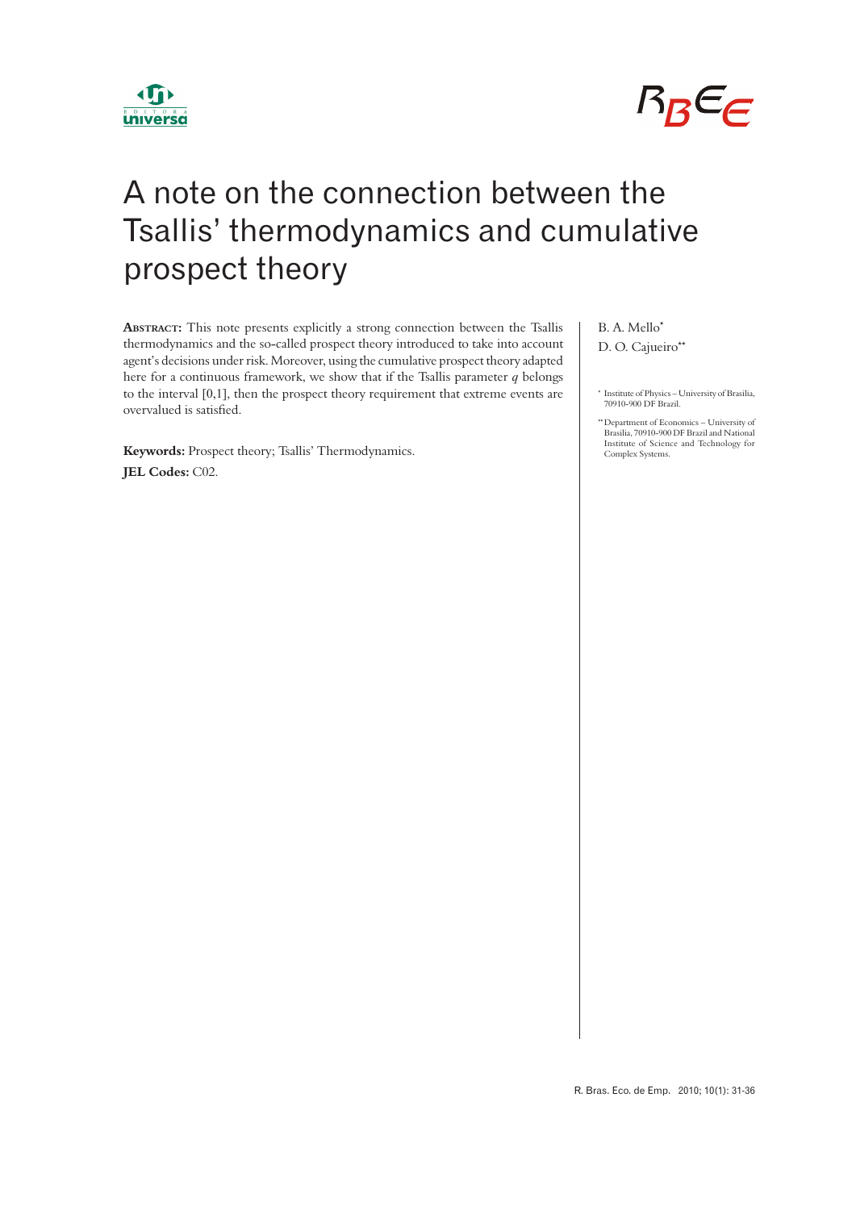# A note on the connection between the Tsallis' thermodynamics and cumulative prospect theory

**Abstract:** This note presents explicitly a strong connection between the Tsallis thermodynamics and the so-called prospect theory introduced to take into account agent's decisions under risk. Moreover, using the cumulative prospect theory adapted here for a continuous framework, we show that if the Tsallis parameter $q$ belongs to the interval [0,1], then the prospect theory requirement that extreme events are overvalued is satisfied.

**Keywords:** Prospect theory; Tsallis' Thermodynamics.

**JEL Codes:** C02.

B. A. Mello[*]

D. O. Cajueiro[**]

[*] Institute of Physics – University of Brasilia, 70910-900 DF Brazil.

[**] Department of Economics – University of Brasilia, 70910-900 DF Brazil and National Institute of Science and Technology for Complex Systems.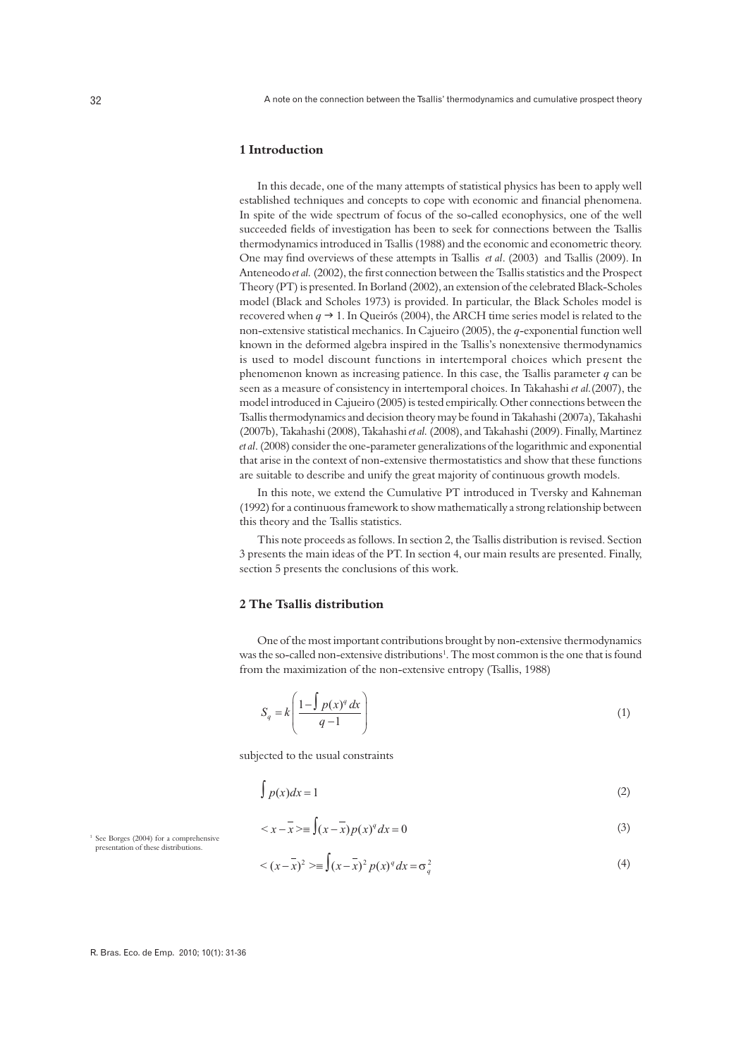## 1 Introduction

In this decade, one of the many attempts of statistical physics has been to apply well established techniques and concepts to cope with economic and financial phenomena. In spite of the wide spectrum of focus of the so-called econophysics, one of the well succeeded fields of investigation has been to seek for connections between the Tsallis thermodynamics introduced in Tsallis (1988) and the economic and econometric theory. One may find overviews of these attempts in Tsallis *et al*. (2003) and Tsallis (2009). In Anteneodo *et al.* (2002), the first connection between the Tsallis statistics and the Prospect Theory (PT) is presented. In Borland (2002), an extension of the celebrated Black-Scholes model (Black and Scholes 1973) is provided. In particular, the Black Scholes model is recovered when $q \rightarrow 1$. In Queirós (2004), the ARCH time series model is related to the non-extensive statistical mechanics. In Cajueiro (2005), the $q$-exponential function well known in the deformed algebra inspired in the Tsallis's nonextensive thermodynamics is used to model discount functions in intertemporal choices which present the phenomenon known as increasing patience. In this case, the Tsallis parameter $q$ can be seen as a measure of consistency in intertemporal choices. In Takahashi *et al.*(2007), the model introduced in Cajueiro (2005) is tested empirically. Other connections between the Tsallis thermodynamics and decision theory may be found in Takahashi (2007a), Takahashi (2007b), Takahashi (2008), Takahashi *et al.* (2008), and Takahashi (2009). Finally, Martinez *et al*. (2008) consider the one-parameter generalizations of the logarithmic and exponential that arise in the context of non-extensive thermostatistics and show that these functions are suitable to describe and unify the great majority of continuous growth models.

In this note, we extend the Cumulative PT introduced in Tversky and Kahneman (1992) for a continuous framework to show mathematically a strong relationship between this theory and the Tsallis statistics.

This note proceeds as follows. In section 2, the Tsallis distribution is revised. Section 3 presents the main ideas of the PT. In section 4, our main results are presented. Finally, section 5 presents the conclusions of this work.

## 2 The Tsallis distribution

One of the most important contributions brought by non-extensive thermodynamics was the so-called non-extensive distributions[1]. The most common is the one that is found from the maximization of the non-extensive entropy (Tsallis, 1988)

$$S_q = k\left(\frac{1-\int p(x)^q\,dx}{q-1}\right) \tag{1}$$

subjected to the usual constraints

$$\int p(x)dx = 1 \tag{2}$$

$$< x-\bar{x} > \equiv \int (x-\bar{x})p(x)^q\,dx = 0 \tag{3}$$

$$< (x-\bar{x})^2 > \equiv \int (x-\bar{x})^2 p(x)^q\,dx = \sigma_q^2 \tag{4}$$

[1] See Borges (2004) for a comprehensive presentation of these distributions.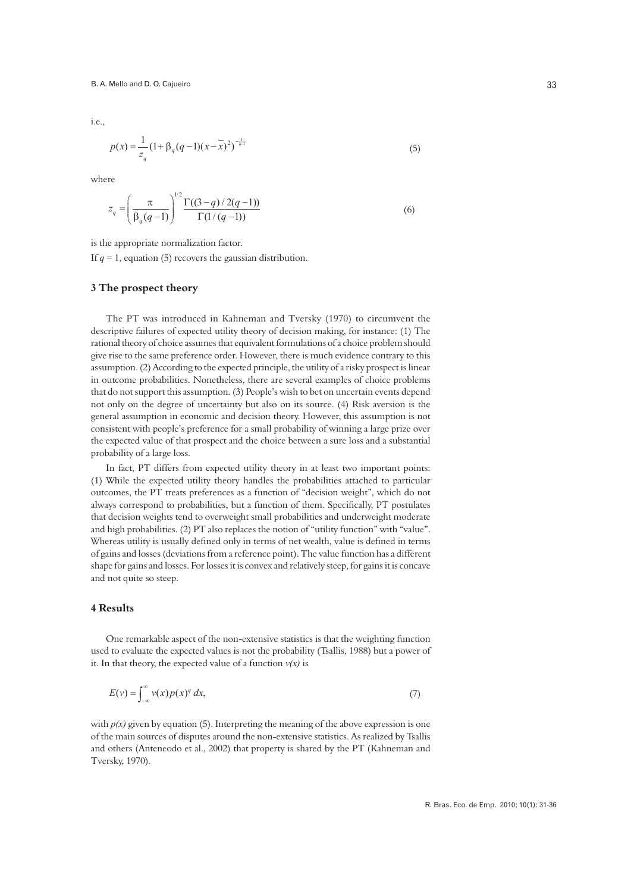i.e.,

$$p(x) = \frac{1}{z_q}(1 + \beta_q(q-1)(x-\overline{x})^2)^{-\frac{1}{q-1}} \tag{5}$$

where

$$z_q = \left(\frac{\pi}{\beta_q(q-1)}\right)^{1/2} \frac{\Gamma((3-q)/2(q-1))}{\Gamma(1/(q-1))} \tag{6}$$

is the appropriate normalization factor.

If $q = 1$, equation (5) recovers the gaussian distribution.

## 3 The prospect theory

The PT was introduced in Kahneman and Tversky (1970) to circumvent the descriptive failures of expected utility theory of decision making, for instance: (1) The rational theory of choice assumes that equivalent formulations of a choice problem should give rise to the same preference order. However, there is much evidence contrary to this assumption. (2) According to the expected principle, the utility of a risky prospect is linear in outcome probabilities. Nonetheless, there are several examples of choice problems that do not support this assumption. (3) People's wish to bet on uncertain events depend not only on the degree of uncertainty but also on its source. (4) Risk aversion is the general assumption in economic and decision theory. However, this assumption is not consistent with people's preference for a small probability of winning a large prize over the expected value of that prospect and the choice between a sure loss and a substantial probability of a large loss.

In fact, PT differs from expected utility theory in at least two important points: (1) While the expected utility theory handles the probabilities attached to particular outcomes, the PT treats preferences as a function of "decision weight", which do not always correspond to probabilities, but a function of them. Specifically, PT postulates that decision weights tend to overweight small probabilities and underweight moderate and high probabilities. (2) PT also replaces the notion of "utility function" with "value". Whereas utility is usually defined only in terms of net wealth, value is defined in terms of gains and losses (deviations from a reference point). The value function has a different shape for gains and losses. For losses it is convex and relatively steep, for gains it is concave and not quite so steep.

## 4 Results

One remarkable aspect of the non-extensive statistics is that the weighting function used to evaluate the expected values is not the probability (Tsallis, 1988) but a power of it. In that theory, the expected value of a function $v(x)$ is

$$E(v) = \int_{-\infty}^{\infty} v(x)p(x)^q \, dx, \tag{7}$$

with $p(x)$ given by equation (5). Interpreting the meaning of the above expression is one of the main sources of disputes around the non-extensive statistics. As realized by Tsallis and others (Anteneodo et al., 2002) that property is shared by the PT (Kahneman and Tversky, 1970).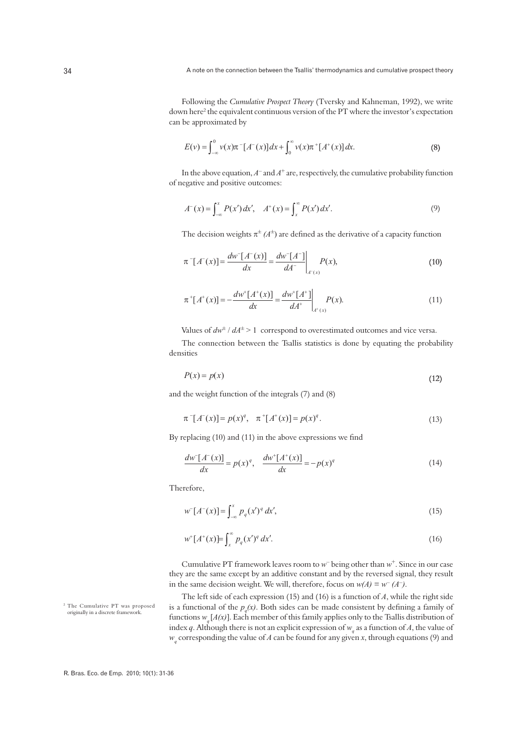Following the *Cumulative Prospect Theory* (Tversky and Kahneman, 1992), we write down here[2] the equivalent continuous version of the PT where the investor's expectation can be approximated by

$$E(v) = \int_{-\infty}^{0} v(x)\pi^{-}[A^{-}(x)]\,dx + \int_{0}^{\infty} v(x)\pi^{+}[A^{+}(x)]\,dx. \tag{8}$$

In the above equation, $A^{-}$ and $A^{+}$ are, respectively, the cumulative probability function of negative and positive outcomes:

$$A^{-}(x) = \int_{-\infty}^{x} P(x')\,dx', \quad A^{+}(x) = \int_{x}^{\infty} P(x')\,dx'. \tag{9}$$

The decision weights $\pi^{\pm}(A^{\pm})$ are defined as the derivative of a capacity function

$$\pi^{-}[A^{-}(x)] = \frac{dw^{-}[A^{-}(x)]}{dx} = \left.\frac{dw^{-}[A^{-}]}{dA^{-}}\right|_{A^{-}(x)} P(x), \tag{10}$$

$$\pi^{+}[A^{+}(x)] = -\frac{dw^{+}[A^{+}(x)]}{dx} = \left.\frac{dw^{+}[A^{+}]}{dA^{+}}\right|_{A^{+}(x)} P(x). \tag{11}$$

Values of $dw^{\pm} / dA^{\pm} > 1$ correspond to overestimated outcomes and vice versa.

The connection between the Tsallis statistics is done by equating the probability densities

$$P(x) = p(x) \tag{12}$$

and the weight function of the integrals (7) and (8)

$$\pi^{-}[A^{-}(x)] = p(x)^{q}, \quad \pi^{+}[A^{+}(x)] = p(x)^{q}. \tag{13}$$

By replacing (10) and (11) in the above expressions we find

$$\frac{dw^{-}[A^{-}(x)]}{dx} = p(x)^{q}, \quad \frac{dw^{+}[A^{+}(x)]}{dx} = -p(x)^{q} \tag{14}$$

Therefore,

$$w^{-}[A^{-}(x)] = \int_{-\infty}^{x} p_{q}(x')^{q}\,dx', \tag{15}$$

$$w^{+}[A^{+}(x)] = \int_{x}^{\infty} p_{q}(x')^{q}\,dx'. \tag{16}$$

Cumulative PT framework leaves room to $w^{-}$ being other than $w^{+}$. Since in our case they are the same except by an additive constant and by the reversed signal, they result in the same decision weight. We will, therefore, focus on $w(A) \equiv w^{-}(A^{-})$.

The left side of each expression (15) and (16) is a function of $A$, while the right side is a functional of the $p_{q}(x)$. Both sides can be made consistent by defining a family of functions $w_{q}[A(x)]$. Each member of this family applies only to the Tsallis distribution of index $q$. Although there is not an explicit expression of $w_{q}$ as a function of $A$, the value of $w_{q}$ corresponding the value of $A$ can be found for any given $x$, through equations (9) and

[2] The Cumulative PT was proposed originally in a discrete framework.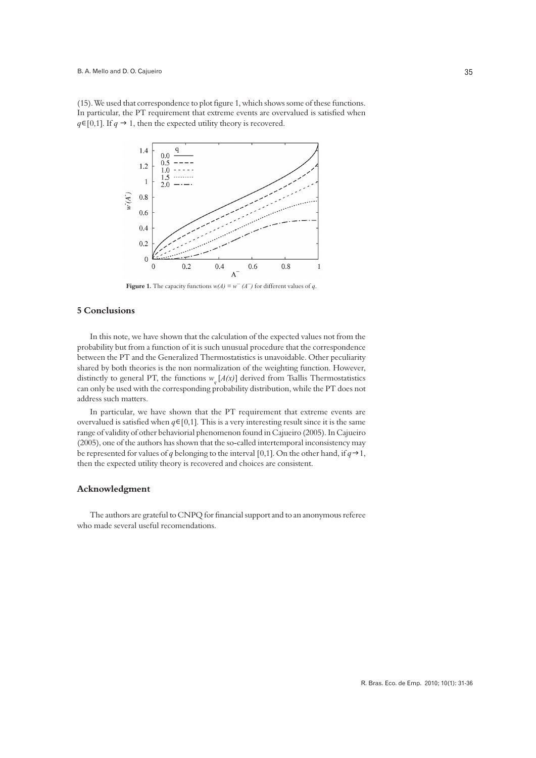(15). We used that correspondence to plot figure 1, which shows some of these functions. In particular, the PT requirement that extreme events are overvalued is satisfied when $q \in [0,1]$. If $q \to 1$, then the expected utility theory is recovered.

**Figure 1.** The capacity functions $w(A) \equiv w^{-}(A^{-})$ for different values of $q$.

## 5 Conclusions

In this note, we have shown that the calculation of the expected values not from the probability but from a function of it is such unusual procedure that the correspondence between the PT and the Generalized Thermostatistics is unavoidable. Other peculiarity shared by both theories is the non normalization of the weighting function. However, distinctly to general PT, the functions $w_q[A(x)]$ derived from Tsallis Thermostatistics can only be used with the corresponding probability distribution, while the PT does not address such matters.

In particular, we have shown that the PT requirement that extreme events are overvalued is satisfied when $q \in [0,1]$. This is a very interesting result since it is the same range of validity of other behaviorial phenomenon found in Cajueiro (2005). In Cajueiro (2005), one of the authors has shown that the so-called intertemporal inconsistency may be represented for values of $q$ belonging to the interval [0,1]. On the other hand, if $q \to 1$, then the expected utility theory is recovered and choices are consistent.

## Acknowledgment

The authors are grateful to CNPQ for financial support and to an anonymous referee who made several useful recomendations.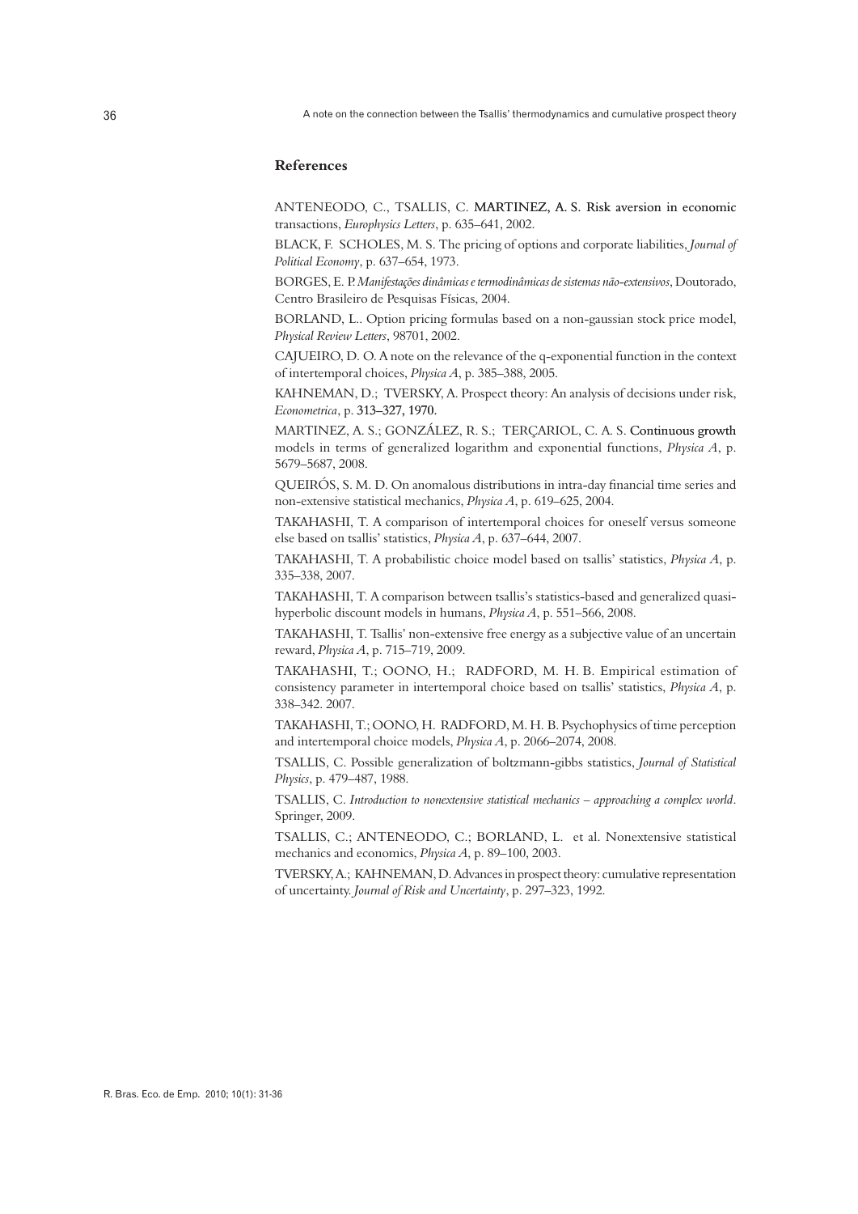## References

ANTENEODO, C., TSALLIS, C. MARTINEZ, A. S. Risk aversion in economic transactions, *Europhysics Letters*, p. 635–641, 2002.

BLACK, F. SCHOLES, M. S. The pricing of options and corporate liabilities, *Journal of Political Economy*, p. 637–654, 1973.

BORGES, E. P. *Manifestações dinâmicas e termodinâmicas de sistemas não-extensivos*, Doutorado, Centro Brasileiro de Pesquisas Físicas, 2004.

BORLAND, L.. Option pricing formulas based on a non-gaussian stock price model, *Physical Review Letters*, 98701, 2002.

CAJUEIRO, D. O. A note on the relevance of the q-exponential function in the context of intertemporal choices, *Physica A*, p. 385–388, 2005.

KAHNEMAN, D.; TVERSKY, A. Prospect theory: An analysis of decisions under risk, *Econometrica*, p. 313–327, 1970.

MARTINEZ, A. S.; GONZÁLEZ, R. S.; TERÇARIOL, C. A. S. Continuous growth models in terms of generalized logarithm and exponential functions, *Physica A*, p. 5679–5687, 2008.

QUEIRÓS, S. M. D. On anomalous distributions in intra-day financial time series and non-extensive statistical mechanics, *Physica A*, p. 619–625, 2004.

TAKAHASHI, T. A comparison of intertemporal choices for oneself versus someone else based on tsallis' statistics, *Physica A*, p. 637–644, 2007.

TAKAHASHI, T. A probabilistic choice model based on tsallis' statistics, *Physica A*, p. 335–338, 2007.

TAKAHASHI, T. A comparison between tsallis's statistics-based and generalized quasi-hyperbolic discount models in humans, *Physica A*, p. 551–566, 2008.

TAKAHASHI, T. Tsallis' non-extensive free energy as a subjective value of an uncertain reward, *Physica A*, p. 715–719, 2009.

TAKAHASHI, T.; OONO, H.; RADFORD, M. H. B. Empirical estimation of consistency parameter in intertemporal choice based on tsallis' statistics, *Physica A*, p. 338–342. 2007.

TAKAHASHI, T.; OONO, H. RADFORD, M. H. B. Psychophysics of time perception and intertemporal choice models, *Physica A*, p. 2066–2074, 2008.

TSALLIS, C. Possible generalization of boltzmann-gibbs statistics, *Journal of Statistical Physics*, p. 479–487, 1988.

TSALLIS, C. *Introduction to nonextensive statistical mechanics – approaching a complex world*. Springer, 2009.

TSALLIS, C.; ANTENEODO, C.; BORLAND, L. et al. Nonextensive statistical mechanics and economics, *Physica A*, p. 89–100, 2003.

TVERSKY, A.; KAHNEMAN, D. Advances in prospect theory: cumulative representation of uncertainty. *Journal of Risk and Uncertainty*, p. 297–323, 1992.